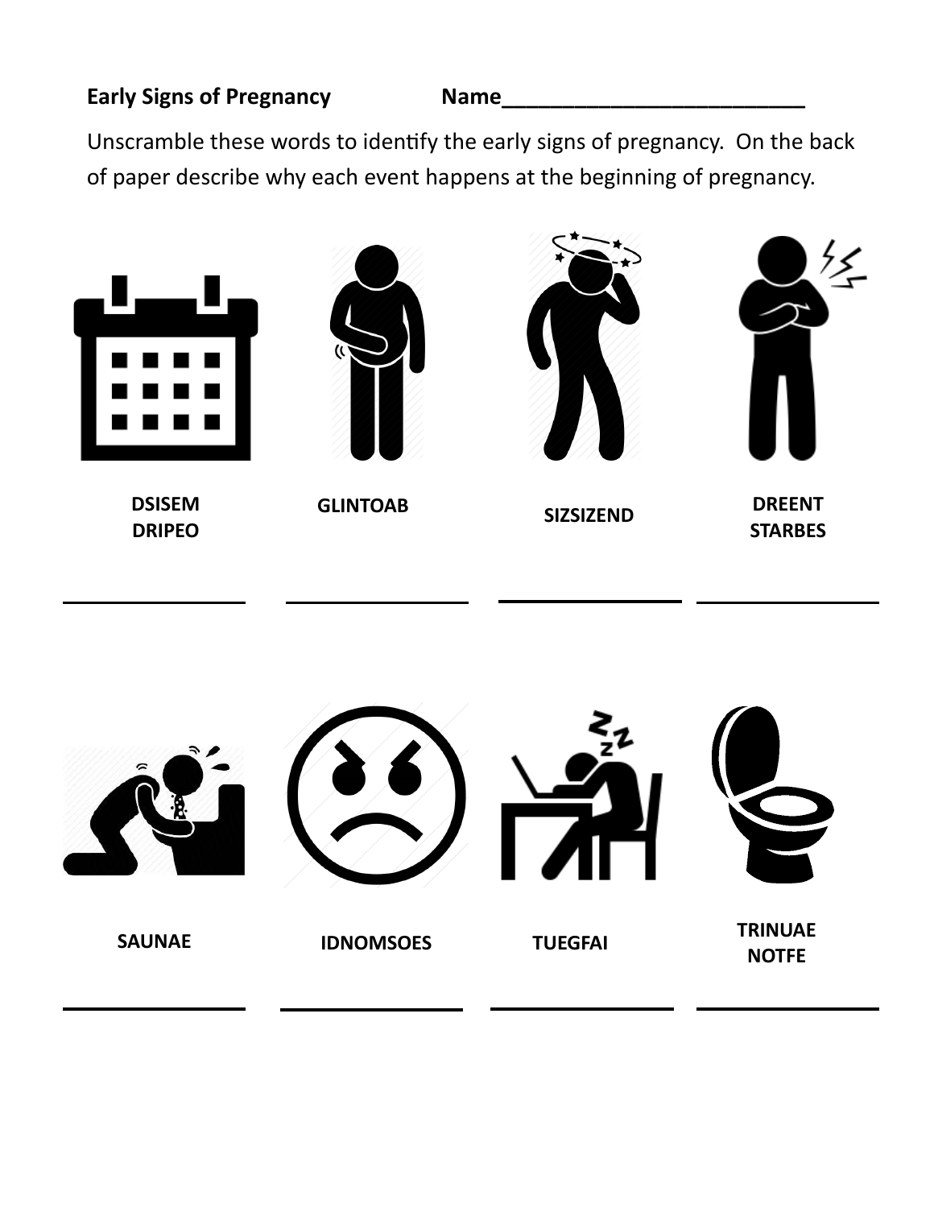**Early Signs of Pregnancy** **Name**\_\_\_\_\_\_\_\_\_\_\_\_\_\_\_\_\_\_\_\_\_\_\_\_\_\_

Unscramble these words to identify the early signs of pregnancy. On the back of paper describe why each event happens at the beginning of pregnancy.

**DSISEM DRIPEO** \_\_\_\_\_\_\_\_\_\_\_\_\_\_\_\_

**GLINTOAB** \_\_\_\_\_\_\_\_\_\_\_\_\_\_\_\_

**SIZSIZEND** \_\_\_\_\_\_\_\_\_\_\_\_\_\_\_\_

**DREENT STARBES** \_\_\_\_\_\_\_\_\_\_\_\_\_\_\_\_

**SAUNAE** \_\_\_\_\_\_\_\_\_\_\_\_\_\_\_\_

**IDNOMSOES** \_\_\_\_\_\_\_\_\_\_\_\_\_\_\_\_

**TUEGFAI** \_\_\_\_\_\_\_\_\_\_\_\_\_\_\_\_

**TRINUAE NOTFE** \_\_\_\_\_\_\_\_\_\_\_\_\_\_\_\_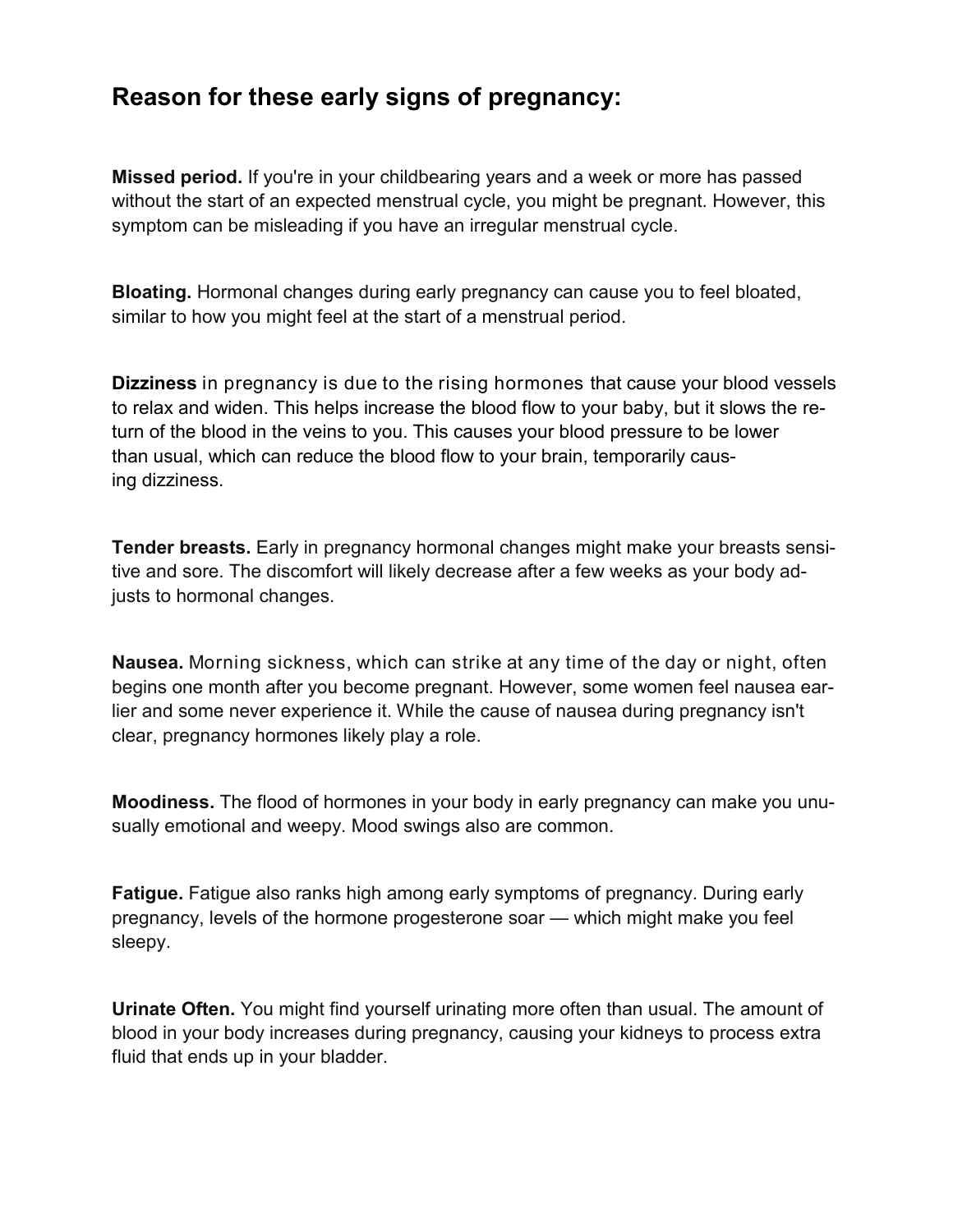## Reason for these early signs of pregnancy:

**Missed period.** If you're in your childbearing years and a week or more has passed without the start of an expected menstrual cycle, you might be pregnant. However, this symptom can be misleading if you have an irregular menstrual cycle.

**Bloating.** Hormonal changes during early pregnancy can cause you to feel bloated, similar to how you might feel at the start of a menstrual period.

**Dizziness** in pregnancy is due to the rising hormones that cause your blood vessels to relax and widen. This helps increase the blood flow to your baby, but it slows the return of the blood in the veins to you. This causes your blood pressure to be lower than usual, which can reduce the blood flow to your brain, temporarily causing dizziness.

**Tender breasts.** Early in pregnancy hormonal changes might make your breasts sensitive and sore. The discomfort will likely decrease after a few weeks as your body adjusts to hormonal changes.

**Nausea.** Morning sickness, which can strike at any time of the day or night, often begins one month after you become pregnant. However, some women feel nausea earlier and some never experience it. While the cause of nausea during pregnancy isn't clear, pregnancy hormones likely play a role.

**Moodiness.** The flood of hormones in your body in early pregnancy can make you unusually emotional and weepy. Mood swings also are common.

**Fatigue.** Fatigue also ranks high among early symptoms of pregnancy. During early pregnancy, levels of the hormone progesterone soar — which might make you feel sleepy.

**Urinate Often.** You might find yourself urinating more often than usual. The amount of blood in your body increases during pregnancy, causing your kidneys to process extra fluid that ends up in your bladder.